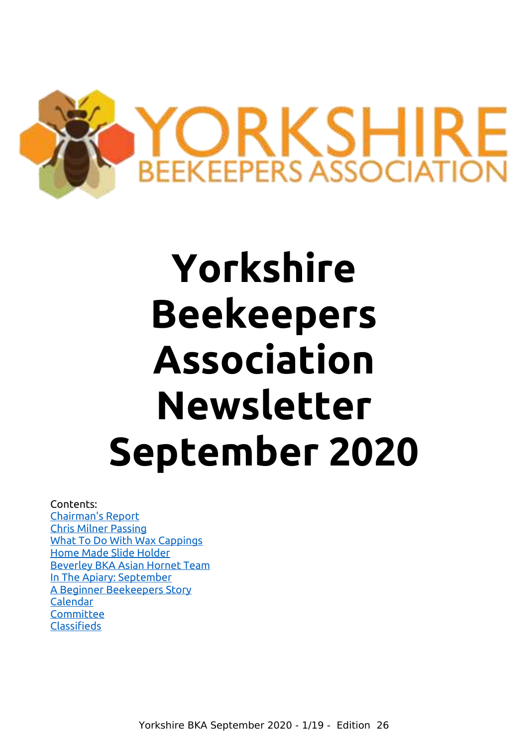# Yorkshire Beekeepers Association Newsletter September 2020

Contents:

- Chairman's Report
- Chris Milner Passing
- What To Do With Wax Cappings
- Home Made Slide Holder
- Beverley BKA Asian Hornet Team
- In The Apiary: September
- A Beginner Beekeepers Story
- Calendar
- Committee
- Classifieds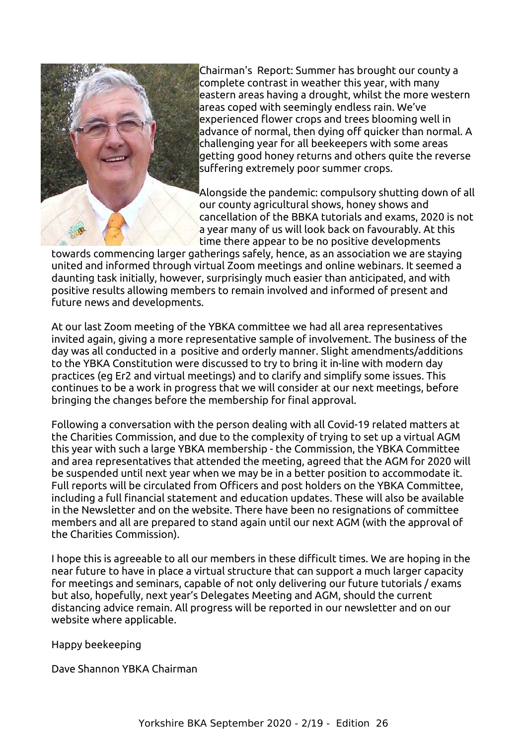Chairman's Report: Summer has brought our county a complete contrast in weather this year, with many eastern areas having a drought, whilst the more western areas coped with seemingly endless rain. We've experienced flower crops and trees blooming well in advance of normal, then dying off quicker than normal. A challenging year for all beekeepers with some areas getting good honey returns and others quite the reverse suffering extremely poor summer crops.

Alongside the pandemic: compulsory shutting down of all our county agricultural shows, honey shows and cancellation of the BBKA tutorials and exams, 2020 is not a year many of us will look back on favourably. At this time there appear to be no positive developments towards commencing larger gatherings safely, hence, as an association we are staying united and informed through virtual Zoom meetings and online webinars. It seemed a daunting task initially, however, surprisingly much easier than anticipated, and with positive results allowing members to remain involved and informed of present and future news and developments.

At our last Zoom meeting of the YBKA committee we had all area representatives invited again, giving a more representative sample of involvement. The business of the day was all conducted in a positive and orderly manner. Slight amendments/additions to the YBKA Constitution were discussed to try to bring it in-line with modern day practices (eg Er2 and virtual meetings) and to clarify and simplify some issues. This continues to be a work in progress that we will consider at our next meetings, before bringing the changes before the membership for final approval.

Following a conversation with the person dealing with all Covid-19 related matters at the Charities Commission, and due to the complexity of trying to set up a virtual AGM this year with such a large YBKA membership - the Commission, the YBKA Committee and area representatives that attended the meeting, agreed that the AGM for 2020 will be suspended until next year when we may be in a better position to accommodate it. Full reports will be circulated from Officers and post holders on the YBKA Committee, including a full financial statement and education updates. These will also be available in the Newsletter and on the website. There have been no resignations of committee members and all are prepared to stand again until our next AGM (with the approval of the Charities Commission).

I hope this is agreeable to all our members in these difficult times. We are hoping in the near future to have in place a virtual structure that can support a much larger capacity for meetings and seminars, capable of not only delivering our future tutorials / exams but also, hopefully, next year's Delegates Meeting and AGM, should the current distancing advice remain. All progress will be reported in our newsletter and on our website where applicable.

Happy beekeeping

Dave Shannon YBKA Chairman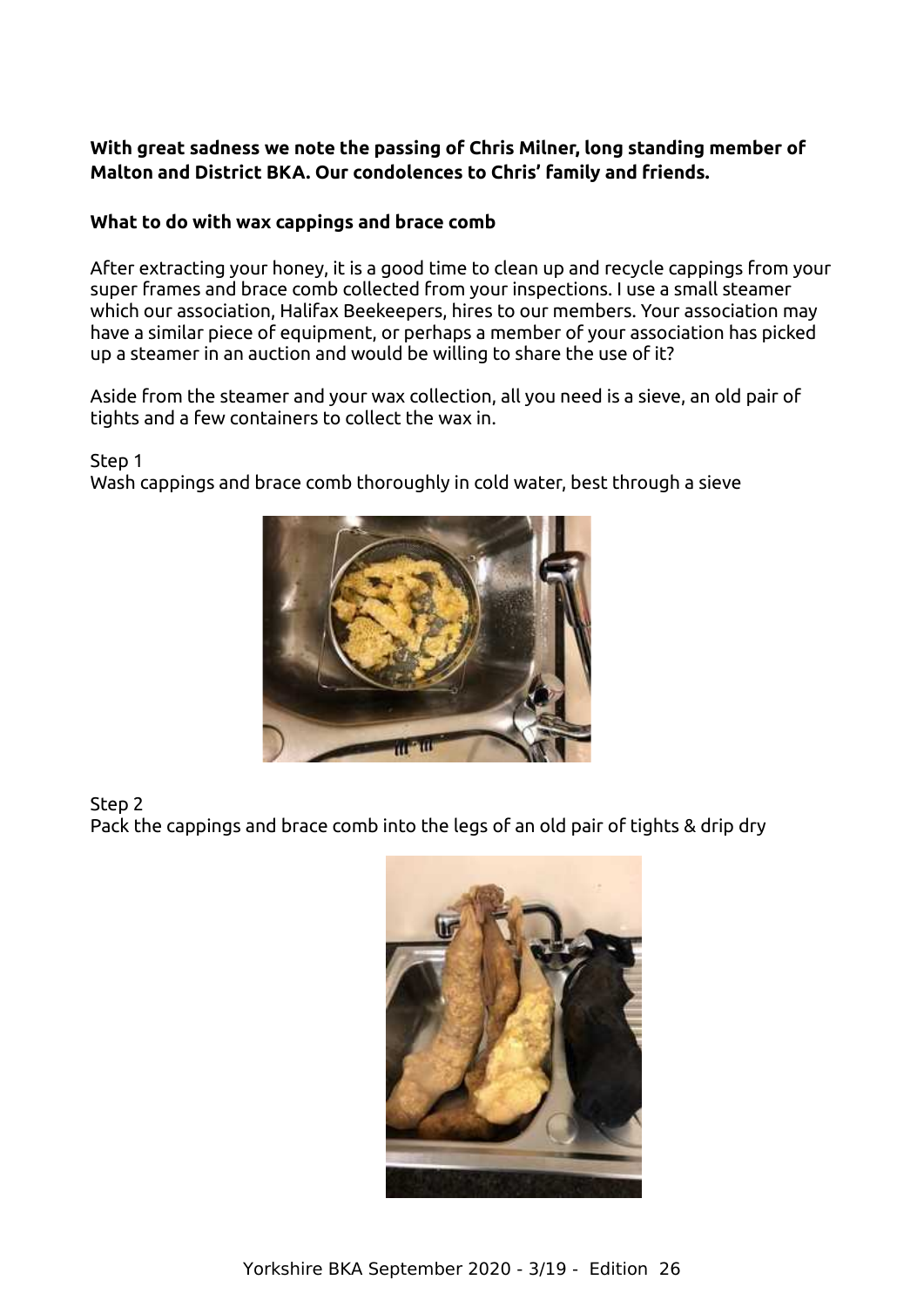**With great sadness we note the passing of Chris Milner, long standing member of Malton and District BKA. Our condolences to Chris' family and friends.**

**What to do with wax cappings and brace comb**

After extracting your honey, it is a good time to clean up and recycle cappings from your super frames and brace comb collected from your inspections. I use a small steamer which our association, Halifax Beekeepers, hires to our members. Your association may have a similar piece of equipment, or perhaps a member of your association has picked up a steamer in an auction and would be willing to share the use of it?

Aside from the steamer and your wax collection, all you need is a sieve, an old pair of tights and a few containers to collect the wax in.

Step 1
Wash cappings and brace comb thoroughly in cold water, best through a sieve

Step 2
Pack the cappings and brace comb into the legs of an old pair of tights & drip dry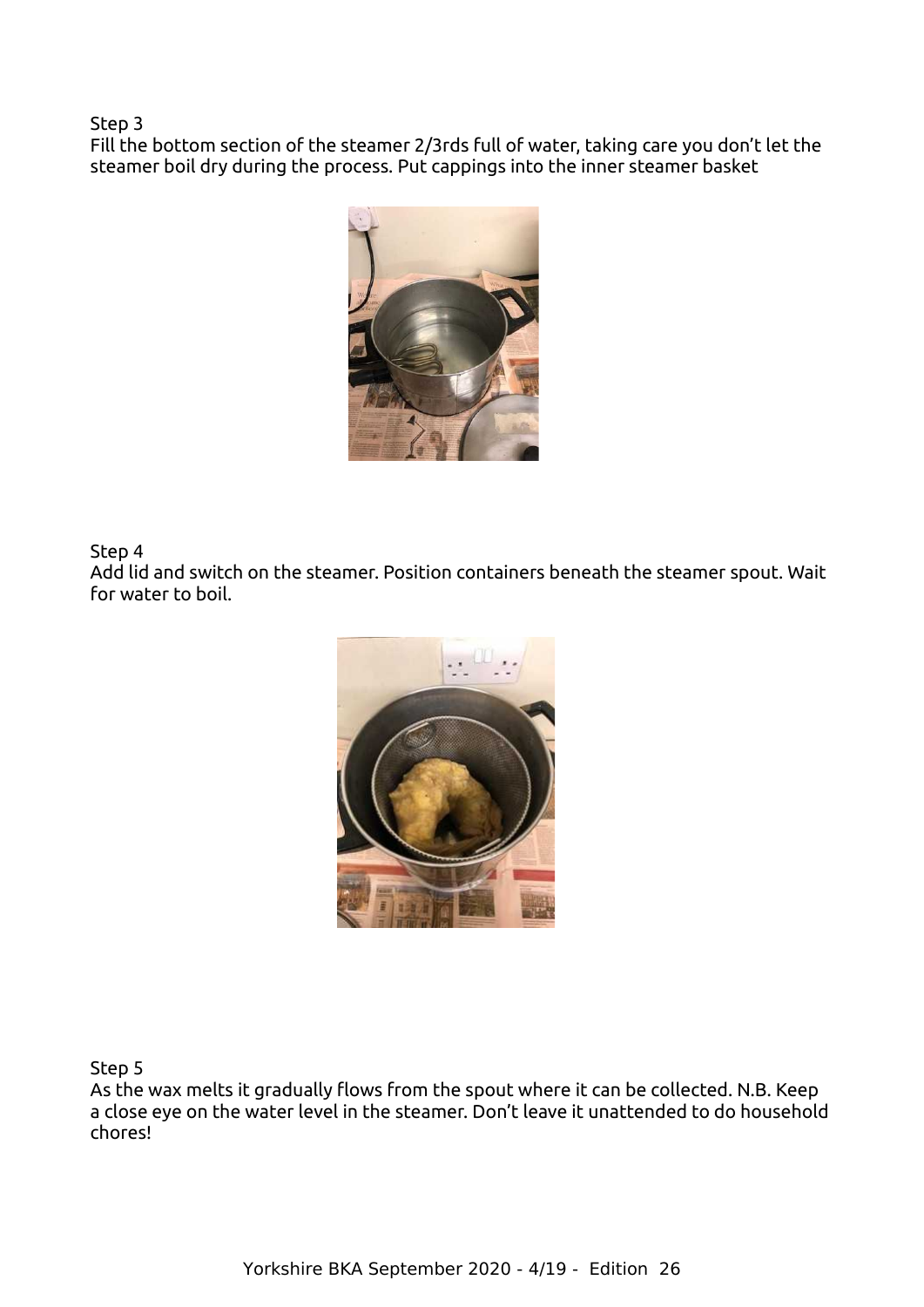Step 3
Fill the bottom section of the steamer 2/3rds full of water, taking care you don't let the steamer boil dry during the process. Put cappings into the inner steamer basket

Step 4
Add lid and switch on the steamer. Position containers beneath the steamer spout. Wait for water to boil.

Step 5
As the wax melts it gradually flows from the spout where it can be collected. N.B. Keep a close eye on the water level in the steamer. Don't leave it unattended to do household chores!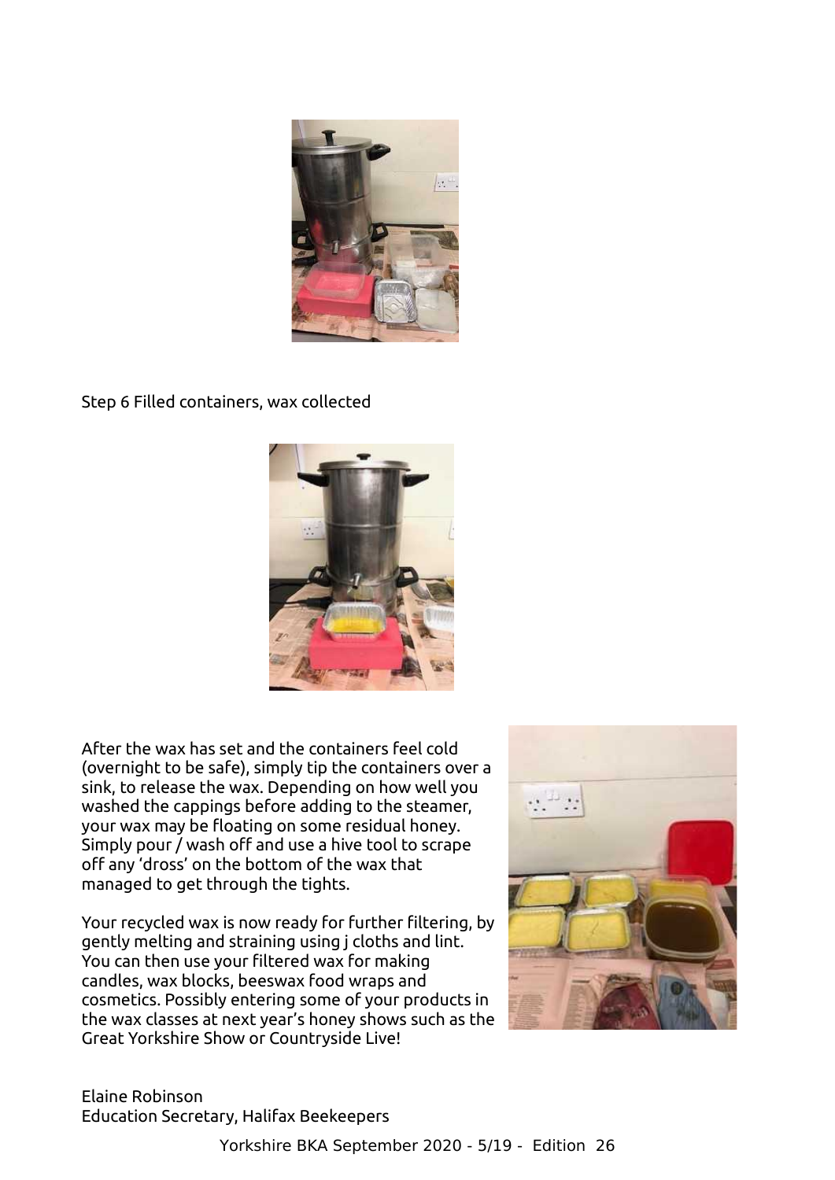Step 6 Filled containers, wax collected

After the wax has set and the containers feel cold (overnight to be safe), simply tip the containers over a sink, to release the wax. Depending on how well you washed the cappings before adding to the steamer, your wax may be floating on some residual honey. Simply pour / wash off and use a hive tool to scrape off any 'dross' on the bottom of the wax that managed to get through the tights.

Your recycled wax is now ready for further filtering, by gently melting and straining using j cloths and lint. You can then use your filtered wax for making candles, wax blocks, beeswax food wraps and cosmetics. Possibly entering some of your products in the wax classes at next year's honey shows such as the Great Yorkshire Show or Countryside Live!

Elaine Robinson
Education Secretary, Halifax Beekeepers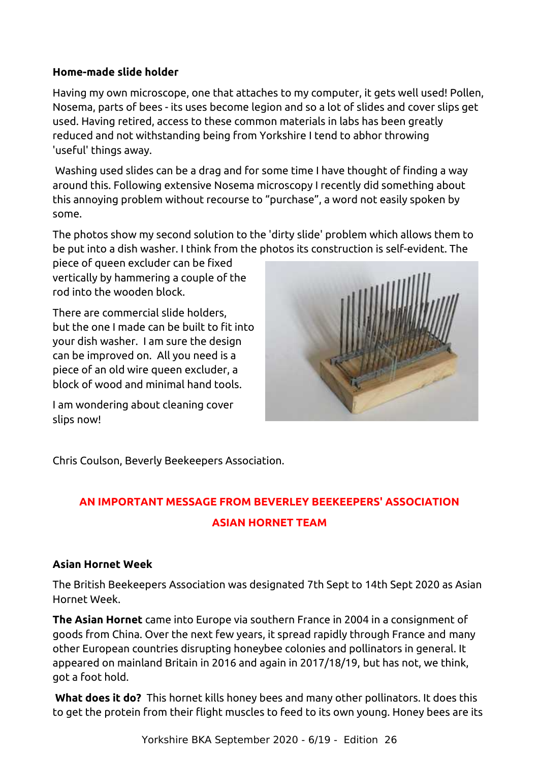### Home-made slide holder

Having my own microscope, one that attaches to my computer, it gets well used! Pollen, Nosema, parts of bees - its uses become legion and so a lot of slides and cover slips get used. Having retired, access to these common materials in labs has been greatly reduced and not withstanding being from Yorkshire I tend to abhor throwing 'useful' things away.

Washing used slides can be a drag and for some time I have thought of finding a way around this. Following extensive Nosema microscopy I recently did something about this annoying problem without recourse to "purchase", a word not easily spoken by some.

The photos show my second solution to the 'dirty slide' problem which allows them to be put into a dish washer. I think from the photos its construction is self-evident. The piece of queen excluder can be fixed vertically by hammering a couple of the rod into the wooden block.

There are commercial slide holders, but the one I made can be built to fit into your dish washer. I am sure the design can be improved on. All you need is a piece of an old wire queen excluder, a block of wood and minimal hand tools.

I am wondering about cleaning cover slips now!

Chris Coulson, Beverly Beekeepers Association.

## AN IMPORTANT MESSAGE FROM BEVERLEY BEEKEEPERS' ASSOCIATION ASIAN HORNET TEAM

### Asian Hornet Week

The British Beekeepers Association was designated 7th Sept to 14th Sept 2020 as Asian Hornet Week.

**The Asian Hornet** came into Europe via southern France in 2004 in a consignment of goods from China. Over the next few years, it spread rapidly through France and many other European countries disrupting honeybee colonies and pollinators in general. It appeared on mainland Britain in 2016 and again in 2017/18/19, but has not, we think, got a foot hold.

**What does it do?** This hornet kills honey bees and many other pollinators. It does this to get the protein from their flight muscles to feed to its own young. Honey bees are its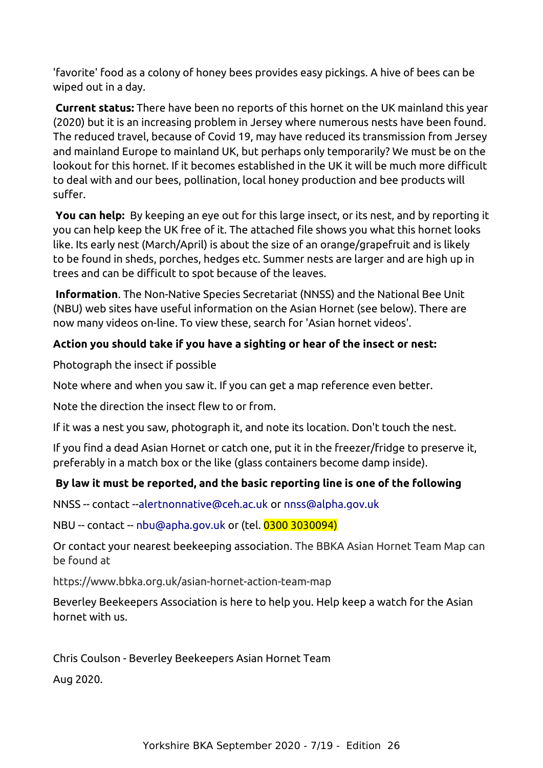'favorite' food as a colony of honey bees provides easy pickings. A hive of bees can be wiped out in a day.

**Current status:** There have been no reports of this hornet on the UK mainland this year (2020) but it is an increasing problem in Jersey where numerous nests have been found. The reduced travel, because of Covid 19, may have reduced its transmission from Jersey and mainland Europe to mainland UK, but perhaps only temporarily? We must be on the lookout for this hornet. If it becomes established in the UK it will be much more difficult to deal with and our bees, pollination, local honey production and bee products will suffer.

**You can help:** By keeping an eye out for this large insect, or its nest, and by reporting it you can help keep the UK free of it. The attached file shows you what this hornet looks like. Its early nest (March/April) is about the size of an orange/grapefruit and is likely to be found in sheds, porches, hedges etc. Summer nests are larger and are high up in trees and can be difficult to spot because of the leaves.

**Information**. The Non-Native Species Secretariat (NNSS) and the National Bee Unit (NBU) web sites have useful information on the Asian Hornet (see below). There are now many videos on-line. To view these, search for 'Asian hornet videos'.

**Action you should take if you have a sighting or hear of the insect or nest:**

Photograph the insect if possible

Note where and when you saw it. If you can get a map reference even better.

Note the direction the insect flew to or from.

If it was a nest you saw, photograph it, and note its location. Don't touch the nest.

If you find a dead Asian Hornet or catch one, put it in the freezer/fridge to preserve it, preferably in a match box or the like (glass containers become damp inside).

**By law it must be reported, and the basic reporting line is one of the following**

NNSS -- contact --alertnonnative@ceh.ac.uk or nnss@alpha.gov.uk

NBU -- contact -- nbu@apha.gov.uk or (tel. 0300 3030094)

Or contact your nearest beekeeping association. The BBKA Asian Hornet Team Map can be found at

https://www.bbka.org.uk/asian-hornet-action-team-map

Beverley Beekeepers Association is here to help you. Help keep a watch for the Asian hornet with us.

Chris Coulson - Beverley Beekeepers Asian Hornet Team

Aug 2020.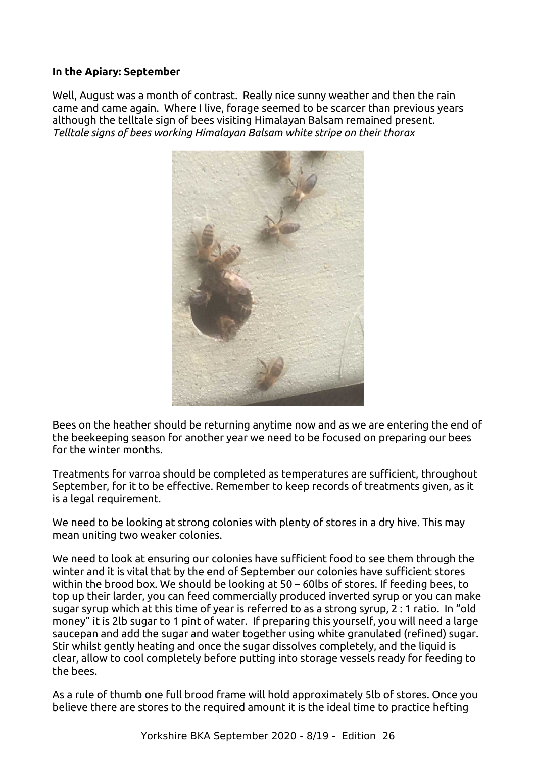**In the Apiary: September**

Well, August was a month of contrast. Really nice sunny weather and then the rain came and came again. Where I live, forage seemed to be scarcer than previous years although the telltale sign of bees visiting Himalayan Balsam remained present.
*Telltale signs of bees working Himalayan Balsam white stripe on their thorax*

Bees on the heather should be returning anytime now and as we are entering the end of the beekeeping season for another year we need to be focused on preparing our bees for the winter months.

Treatments for varroa should be completed as temperatures are sufficient, throughout September, for it to be effective. Remember to keep records of treatments given, as it is a legal requirement.

We need to be looking at strong colonies with plenty of stores in a dry hive. This may mean uniting two weaker colonies.

We need to look at ensuring our colonies have sufficient food to see them through the winter and it is vital that by the end of September our colonies have sufficient stores within the brood box. We should be looking at 50 – 60lbs of stores. If feeding bees, to top up their larder, you can feed commercially produced inverted syrup or you can make sugar syrup which at this time of year is referred to as a strong syrup, 2 : 1 ratio. In "old money" it is 2lb sugar to 1 pint of water. If preparing this yourself, you will need a large saucepan and add the sugar and water together using white granulated (refined) sugar. Stir whilst gently heating and once the sugar dissolves completely, and the liquid is clear, allow to cool completely before putting into storage vessels ready for feeding to the bees.

As a rule of thumb one full brood frame will hold approximately 5lb of stores. Once you believe there are stores to the required amount it is the ideal time to practice hefting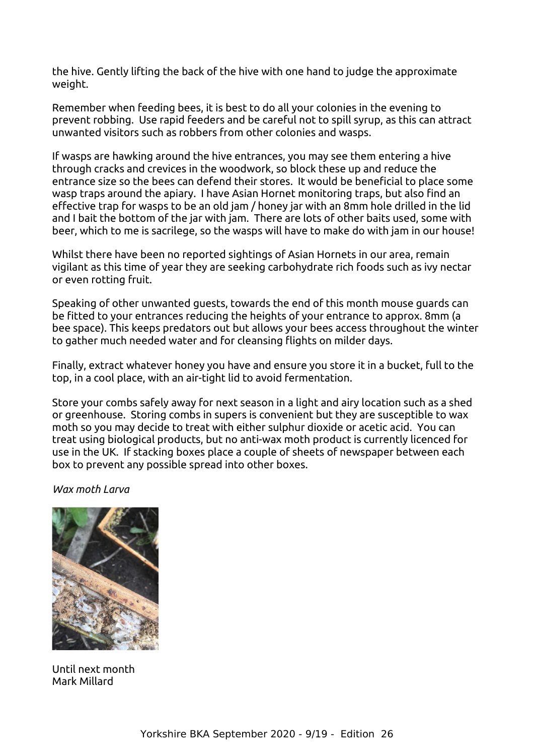the hive. Gently lifting the back of the hive with one hand to judge the approximate weight.

Remember when feeding bees, it is best to do all your colonies in the evening to prevent robbing. Use rapid feeders and be careful not to spill syrup, as this can attract unwanted visitors such as robbers from other colonies and wasps.

If wasps are hawking around the hive entrances, you may see them entering a hive through cracks and crevices in the woodwork, so block these up and reduce the entrance size so the bees can defend their stores. It would be beneficial to place some wasp traps around the apiary. I have Asian Hornet monitoring traps, but also find an effective trap for wasps to be an old jam / honey jar with an 8mm hole drilled in the lid and I bait the bottom of the jar with jam. There are lots of other baits used, some with beer, which to me is sacrilege, so the wasps will have to make do with jam in our house!

Whilst there have been no reported sightings of Asian Hornets in our area, remain vigilant as this time of year they are seeking carbohydrate rich foods such as ivy nectar or even rotting fruit.

Speaking of other unwanted guests, towards the end of this month mouse guards can be fitted to your entrances reducing the heights of your entrance to approx. 8mm (a bee space). This keeps predators out but allows your bees access throughout the winter to gather much needed water and for cleansing flights on milder days.

Finally, extract whatever honey you have and ensure you store it in a bucket, full to the top, in a cool place, with an air-tight lid to avoid fermentation.

Store your combs safely away for next season in a light and airy location such as a shed or greenhouse. Storing combs in supers is convenient but they are susceptible to wax moth so you may decide to treat with either sulphur dioxide or acetic acid. You can treat using biological products, but no anti-wax moth product is currently licenced for use in the UK. If stacking boxes place a couple of sheets of newspaper between each box to prevent any possible spread into other boxes.

*Wax moth Larva*

Until next month
Mark Millard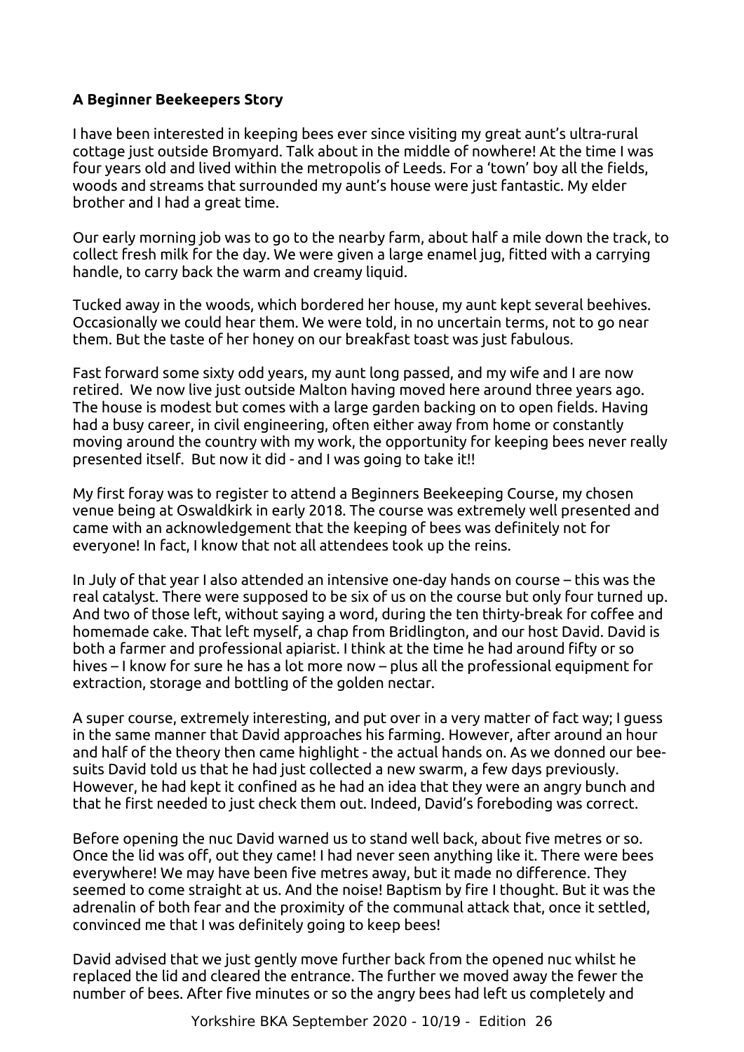**A Beginner Beekeepers Story**

I have been interested in keeping bees ever since visiting my great aunt's ultra-rural cottage just outside Bromyard. Talk about in the middle of nowhere! At the time I was four years old and lived within the metropolis of Leeds. For a 'town' boy all the fields, woods and streams that surrounded my aunt's house were just fantastic. My elder brother and I had a great time.

Our early morning job was to go to the nearby farm, about half a mile down the track, to collect fresh milk for the day. We were given a large enamel jug, fitted with a carrying handle, to carry back the warm and creamy liquid.

Tucked away in the woods, which bordered her house, my aunt kept several beehives. Occasionally we could hear them. We were told, in no uncertain terms, not to go near them. But the taste of her honey on our breakfast toast was just fabulous.

Fast forward some sixty odd years, my aunt long passed, and my wife and I are now retired. We now live just outside Malton having moved here around three years ago. The house is modest but comes with a large garden backing on to open fields. Having had a busy career, in civil engineering, often either away from home or constantly moving around the country with my work, the opportunity for keeping bees never really presented itself. But now it did - and I was going to take it!!

My first foray was to register to attend a Beginners Beekeeping Course, my chosen venue being at Oswaldkirk in early 2018. The course was extremely well presented and came with an acknowledgement that the keeping of bees was definitely not for everyone! In fact, I know that not all attendees took up the reins.

In July of that year I also attended an intensive one-day hands on course – this was the real catalyst. There were supposed to be six of us on the course but only four turned up. And two of those left, without saying a word, during the ten thirty-break for coffee and homemade cake. That left myself, a chap from Bridlington, and our host David. David is both a farmer and professional apiarist. I think at the time he had around fifty or so hives – I know for sure he has a lot more now – plus all the professional equipment for extraction, storage and bottling of the golden nectar.

A super course, extremely interesting, and put over in a very matter of fact way; I guess in the same manner that David approaches his farming. However, after around an hour and half of the theory then came highlight - the actual hands on. As we donned our bee-suits David told us that he had just collected a new swarm, a few days previously. However, he had kept it confined as he had an idea that they were an angry bunch and that he first needed to just check them out. Indeed, David's foreboding was correct.

Before opening the nuc David warned us to stand well back, about five metres or so. Once the lid was off, out they came! I had never seen anything like it. There were bees everywhere! We may have been five metres away, but it made no difference. They seemed to come straight at us. And the noise! Baptism by fire I thought. But it was the adrenalin of both fear and the proximity of the communal attack that, once it settled, convinced me that I was definitely going to keep bees!

David advised that we just gently move further back from the opened nuc whilst he replaced the lid and cleared the entrance. The further we moved away the fewer the number of bees. After five minutes or so the angry bees had left us completely and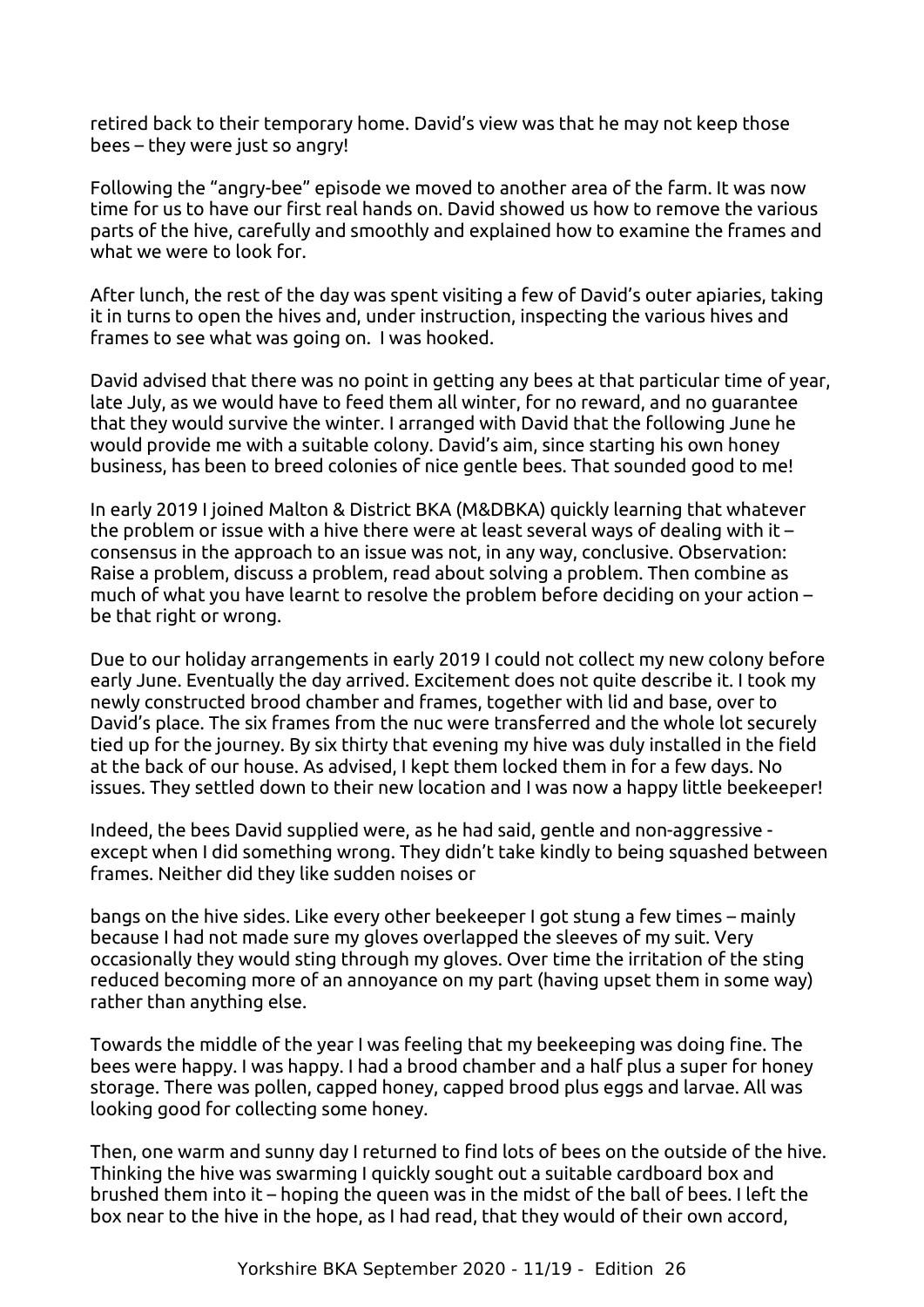retired back to their temporary home. David's view was that he may not keep those bees – they were just so angry!

Following the "angry-bee" episode we moved to another area of the farm. It was now time for us to have our first real hands on. David showed us how to remove the various parts of the hive, carefully and smoothly and explained how to examine the frames and what we were to look for.

After lunch, the rest of the day was spent visiting a few of David's outer apiaries, taking it in turns to open the hives and, under instruction, inspecting the various hives and frames to see what was going on. I was hooked.

David advised that there was no point in getting any bees at that particular time of year, late July, as we would have to feed them all winter, for no reward, and no guarantee that they would survive the winter. I arranged with David that the following June he would provide me with a suitable colony. David's aim, since starting his own honey business, has been to breed colonies of nice gentle bees. That sounded good to me!

In early 2019 I joined Malton & District BKA (M&DBKA) quickly learning that whatever the problem or issue with a hive there were at least several ways of dealing with it – consensus in the approach to an issue was not, in any way, conclusive. Observation: Raise a problem, discuss a problem, read about solving a problem. Then combine as much of what you have learnt to resolve the problem before deciding on your action – be that right or wrong.

Due to our holiday arrangements in early 2019 I could not collect my new colony before early June. Eventually the day arrived. Excitement does not quite describe it. I took my newly constructed brood chamber and frames, together with lid and base, over to David's place. The six frames from the nuc were transferred and the whole lot securely tied up for the journey. By six thirty that evening my hive was duly installed in the field at the back of our house. As advised, I kept them locked them in for a few days. No issues. They settled down to their new location and I was now a happy little beekeeper!

Indeed, the bees David supplied were, as he had said, gentle and non-aggressive - except when I did something wrong. They didn't take kindly to being squashed between frames. Neither did they like sudden noises or bangs on the hive sides. Like every other beekeeper I got stung a few times – mainly because I had not made sure my gloves overlapped the sleeves of my suit. Very occasionally they would sting through my gloves. Over time the irritation of the sting reduced becoming more of an annoyance on my part (having upset them in some way) rather than anything else.

Towards the middle of the year I was feeling that my beekeeping was doing fine. The bees were happy. I was happy. I had a brood chamber and a half plus a super for honey storage. There was pollen, capped honey, capped brood plus eggs and larvae. All was looking good for collecting some honey.

Then, one warm and sunny day I returned to find lots of bees on the outside of the hive. Thinking the hive was swarming I quickly sought out a suitable cardboard box and brushed them into it – hoping the queen was in the midst of the ball of bees. I left the box near to the hive in the hope, as I had read, that they would of their own accord,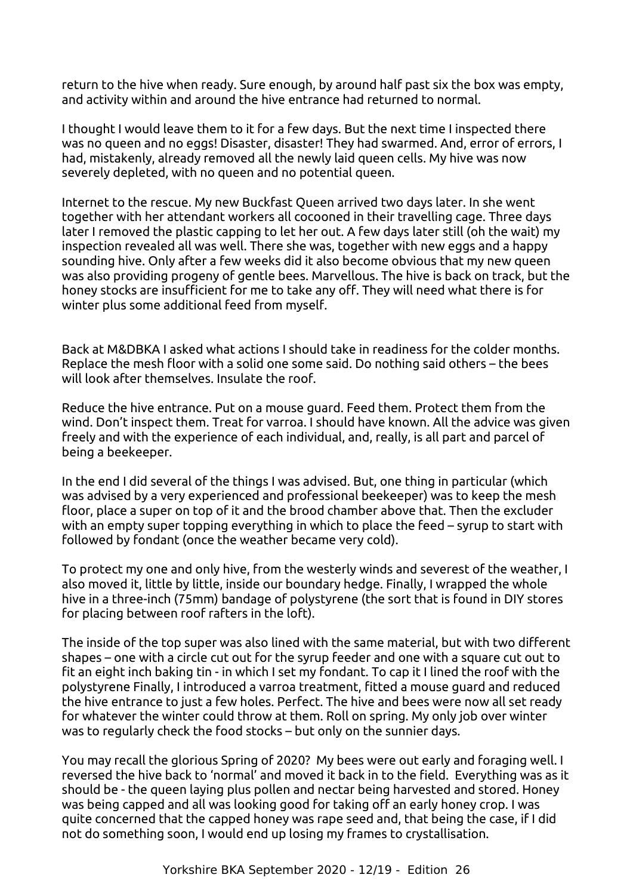return to the hive when ready. Sure enough, by around half past six the box was empty, and activity within and around the hive entrance had returned to normal.

I thought I would leave them to it for a few days. But the next time I inspected there was no queen and no eggs! Disaster, disaster! They had swarmed. And, error of errors, I had, mistakenly, already removed all the newly laid queen cells. My hive was now severely depleted, with no queen and no potential queen.

Internet to the rescue. My new Buckfast Queen arrived two days later. In she went together with her attendant workers all cocooned in their travelling cage. Three days later I removed the plastic capping to let her out. A few days later still (oh the wait) my inspection revealed all was well. There she was, together with new eggs and a happy sounding hive. Only after a few weeks did it also become obvious that my new queen was also providing progeny of gentle bees. Marvellous. The hive is back on track, but the honey stocks are insufficient for me to take any off. They will need what there is for winter plus some additional feed from myself.

Back at M&DBKA I asked what actions I should take in readiness for the colder months. Replace the mesh floor with a solid one some said. Do nothing said others – the bees will look after themselves. Insulate the roof.

Reduce the hive entrance. Put on a mouse guard. Feed them. Protect them from the wind. Don't inspect them. Treat for varroa. I should have known. All the advice was given freely and with the experience of each individual, and, really, is all part and parcel of being a beekeeper.

In the end I did several of the things I was advised. But, one thing in particular (which was advised by a very experienced and professional beekeeper) was to keep the mesh floor, place a super on top of it and the brood chamber above that. Then the excluder with an empty super topping everything in which to place the feed – syrup to start with followed by fondant (once the weather became very cold).

To protect my one and only hive, from the westerly winds and severest of the weather, I also moved it, little by little, inside our boundary hedge. Finally, I wrapped the whole hive in a three-inch (75mm) bandage of polystyrene (the sort that is found in DIY stores for placing between roof rafters in the loft).

The inside of the top super was also lined with the same material, but with two different shapes – one with a circle cut out for the syrup feeder and one with a square cut out to fit an eight inch baking tin - in which I set my fondant. To cap it I lined the roof with the polystyrene Finally, I introduced a varroa treatment, fitted a mouse guard and reduced the hive entrance to just a few holes. Perfect. The hive and bees were now all set ready for whatever the winter could throw at them. Roll on spring. My only job over winter was to regularly check the food stocks – but only on the sunnier days.

You may recall the glorious Spring of 2020? My bees were out early and foraging well. I reversed the hive back to 'normal' and moved it back in to the field. Everything was as it should be - the queen laying plus pollen and nectar being harvested and stored. Honey was being capped and all was looking good for taking off an early honey crop. I was quite concerned that the capped honey was rape seed and, that being the case, if I did not do something soon, I would end up losing my frames to crystallisation.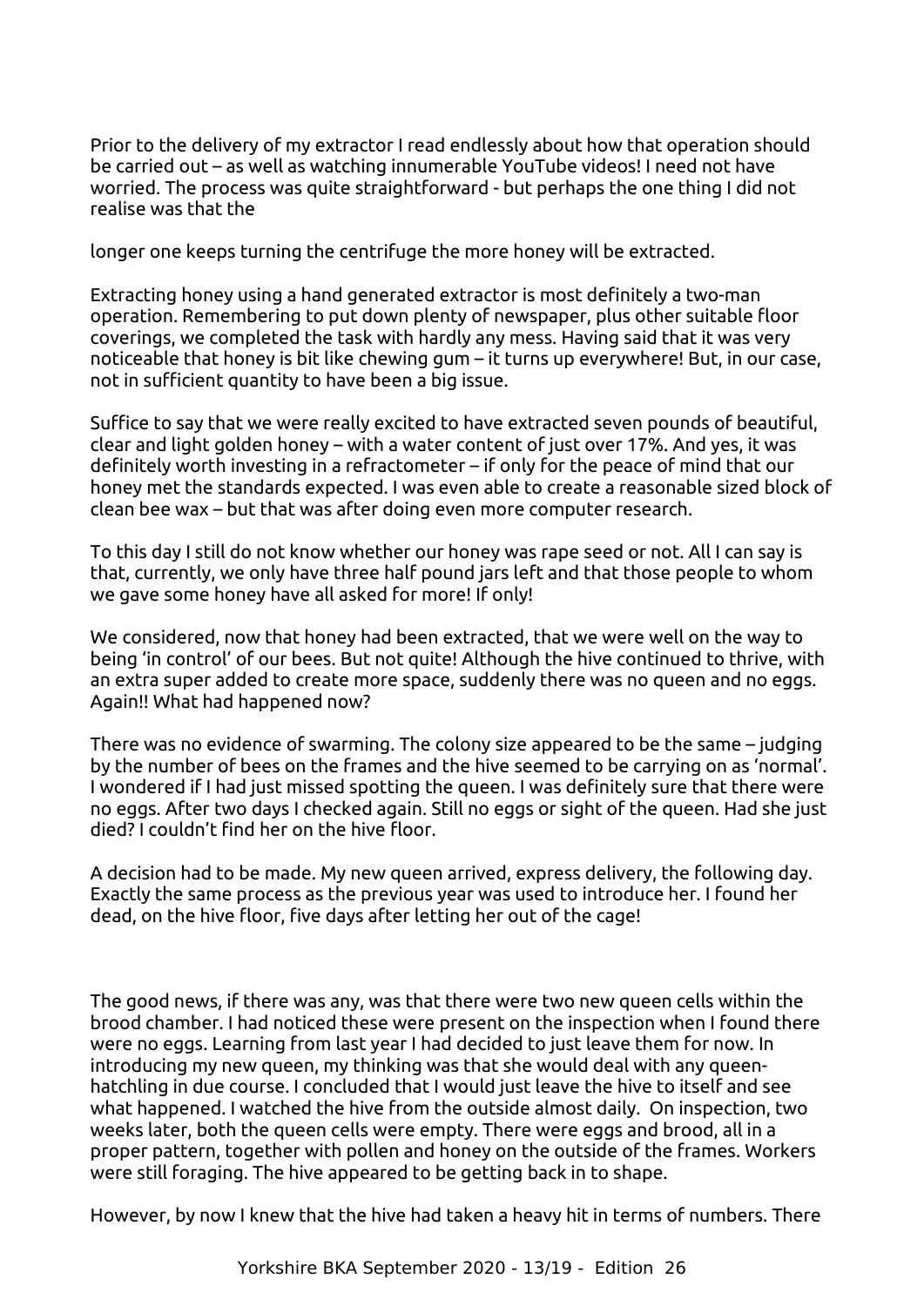Prior to the delivery of my extractor I read endlessly about how that operation should be carried out – as well as watching innumerable YouTube videos! I need not have worried. The process was quite straightforward - but perhaps the one thing I did not realise was that the

longer one keeps turning the centrifuge the more honey will be extracted.

Extracting honey using a hand generated extractor is most definitely a two-man operation. Remembering to put down plenty of newspaper, plus other suitable floor coverings, we completed the task with hardly any mess. Having said that it was very noticeable that honey is bit like chewing gum – it turns up everywhere! But, in our case, not in sufficient quantity to have been a big issue.

Suffice to say that we were really excited to have extracted seven pounds of beautiful, clear and light golden honey – with a water content of just over 17%. And yes, it was definitely worth investing in a refractometer – if only for the peace of mind that our honey met the standards expected. I was even able to create a reasonable sized block of clean bee wax – but that was after doing even more computer research.

To this day I still do not know whether our honey was rape seed or not. All I can say is that, currently, we only have three half pound jars left and that those people to whom we gave some honey have all asked for more! If only!

We considered, now that honey had been extracted, that we were well on the way to being 'in control' of our bees. But not quite! Although the hive continued to thrive, with an extra super added to create more space, suddenly there was no queen and no eggs. Again!! What had happened now?

There was no evidence of swarming. The colony size appeared to be the same – judging by the number of bees on the frames and the hive seemed to be carrying on as 'normal'. I wondered if I had just missed spotting the queen. I was definitely sure that there were no eggs. After two days I checked again. Still no eggs or sight of the queen. Had she just died? I couldn't find her on the hive floor.

A decision had to be made. My new queen arrived, express delivery, the following day. Exactly the same process as the previous year was used to introduce her. I found her dead, on the hive floor, five days after letting her out of the cage!

The good news, if there was any, was that there were two new queen cells within the brood chamber. I had noticed these were present on the inspection when I found there were no eggs. Learning from last year I had decided to just leave them for now. In introducing my new queen, my thinking was that she would deal with any queen-hatchling in due course. I concluded that I would just leave the hive to itself and see what happened. I watched the hive from the outside almost daily. On inspection, two weeks later, both the queen cells were empty. There were eggs and brood, all in a proper pattern, together with pollen and honey on the outside of the frames. Workers were still foraging. The hive appeared to be getting back in to shape.

However, by now I knew that the hive had taken a heavy hit in terms of numbers. There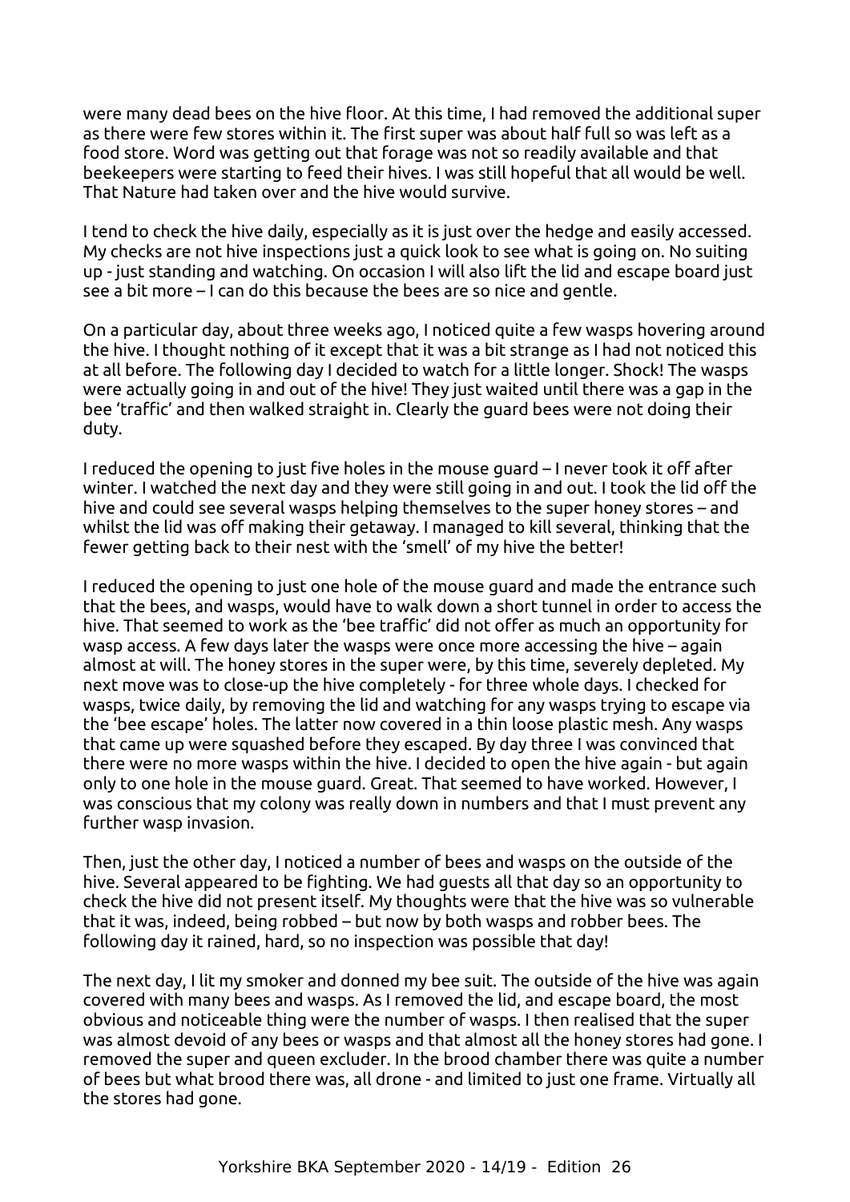were many dead bees on the hive floor. At this time, I had removed the additional super as there were few stores within it. The first super was about half full so was left as a food store. Word was getting out that forage was not so readily available and that beekeepers were starting to feed their hives. I was still hopeful that all would be well. That Nature had taken over and the hive would survive.

I tend to check the hive daily, especially as it is just over the hedge and easily accessed. My checks are not hive inspections just a quick look to see what is going on. No suiting up - just standing and watching. On occasion I will also lift the lid and escape board just see a bit more – I can do this because the bees are so nice and gentle.

On a particular day, about three weeks ago, I noticed quite a few wasps hovering around the hive. I thought nothing of it except that it was a bit strange as I had not noticed this at all before. The following day I decided to watch for a little longer. Shock! The wasps were actually going in and out of the hive! They just waited until there was a gap in the bee 'traffic' and then walked straight in. Clearly the guard bees were not doing their duty.

I reduced the opening to just five holes in the mouse guard – I never took it off after winter. I watched the next day and they were still going in and out. I took the lid off the hive and could see several wasps helping themselves to the super honey stores – and whilst the lid was off making their getaway. I managed to kill several, thinking that the fewer getting back to their nest with the 'smell' of my hive the better!

I reduced the opening to just one hole of the mouse guard and made the entrance such that the bees, and wasps, would have to walk down a short tunnel in order to access the hive. That seemed to work as the 'bee traffic' did not offer as much an opportunity for wasp access. A few days later the wasps were once more accessing the hive – again almost at will. The honey stores in the super were, by this time, severely depleted. My next move was to close-up the hive completely - for three whole days. I checked for wasps, twice daily, by removing the lid and watching for any wasps trying to escape via the 'bee escape' holes. The latter now covered in a thin loose plastic mesh. Any wasps that came up were squashed before they escaped. By day three I was convinced that there were no more wasps within the hive. I decided to open the hive again - but again only to one hole in the mouse guard. Great. That seemed to have worked. However, I was conscious that my colony was really down in numbers and that I must prevent any further wasp invasion.

Then, just the other day, I noticed a number of bees and wasps on the outside of the hive. Several appeared to be fighting. We had guests all that day so an opportunity to check the hive did not present itself. My thoughts were that the hive was so vulnerable that it was, indeed, being robbed – but now by both wasps and robber bees. The following day it rained, hard, so no inspection was possible that day!

The next day, I lit my smoker and donned my bee suit. The outside of the hive was again covered with many bees and wasps. As I removed the lid, and escape board, the most obvious and noticeable thing were the number of wasps. I then realised that the super was almost devoid of any bees or wasps and that almost all the honey stores had gone. I removed the super and queen excluder. In the brood chamber there was quite a number of bees but what brood there was, all drone - and limited to just one frame. Virtually all the stores had gone.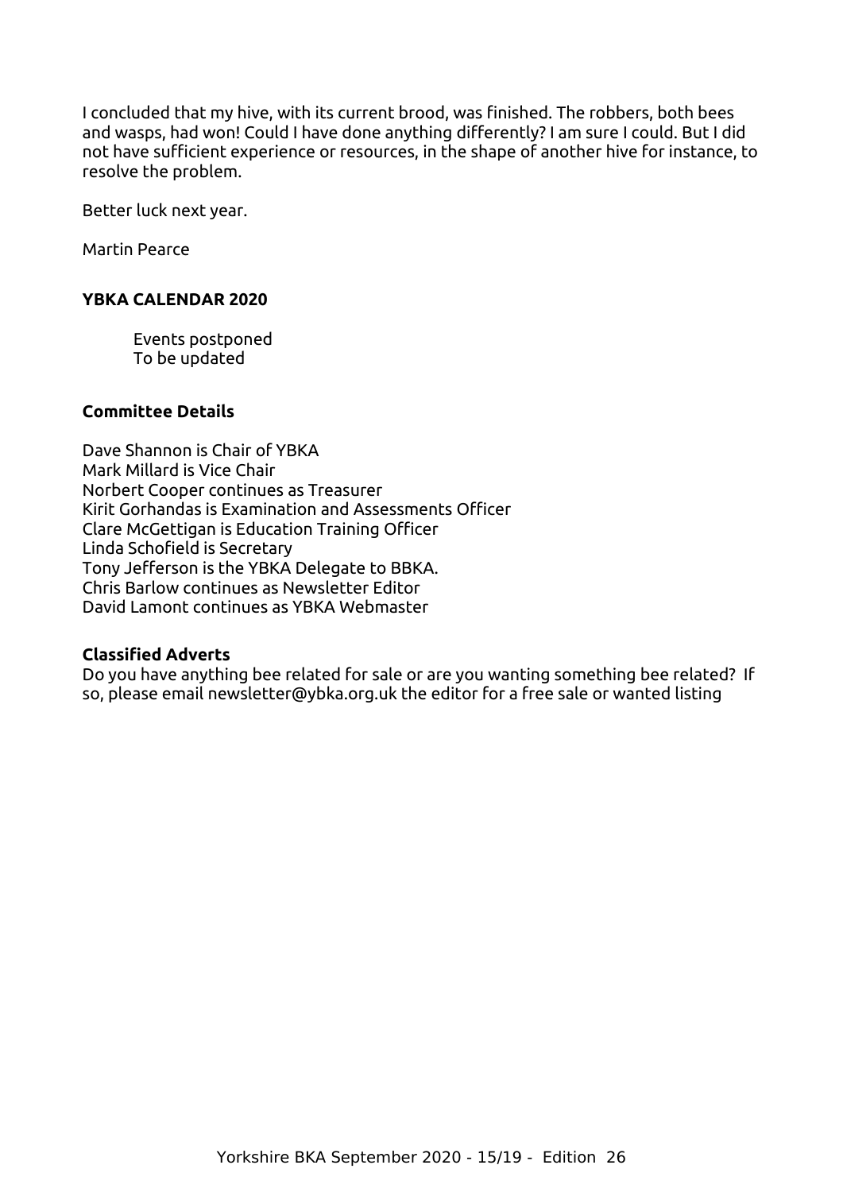I concluded that my hive, with its current brood, was finished. The robbers, both bees and wasps, had won! Could I have done anything differently? I am sure I could. But I did not have sufficient experience or resources, in the shape of another hive for instance, to resolve the problem.

Better luck next year.

Martin Pearce

**YBKA CALENDAR 2020**

Events postponed
To be updated

**Committee Details**

Dave Shannon is Chair of YBKA
Mark Millard is Vice Chair
Norbert Cooper continues as Treasurer
Kirit Gorhandas is Examination and Assessments Officer
Clare McGettigan is Education Training Officer
Linda Schofield is Secretary
Tony Jefferson is the YBKA Delegate to BBKA.
Chris Barlow continues as Newsletter Editor
David Lamont continues as YBKA Webmaster

**Classified Adverts**

Do you have anything bee related for sale or are you wanting something bee related? If so, please email newsletter@ybka.org.uk the editor for a free sale or wanted listing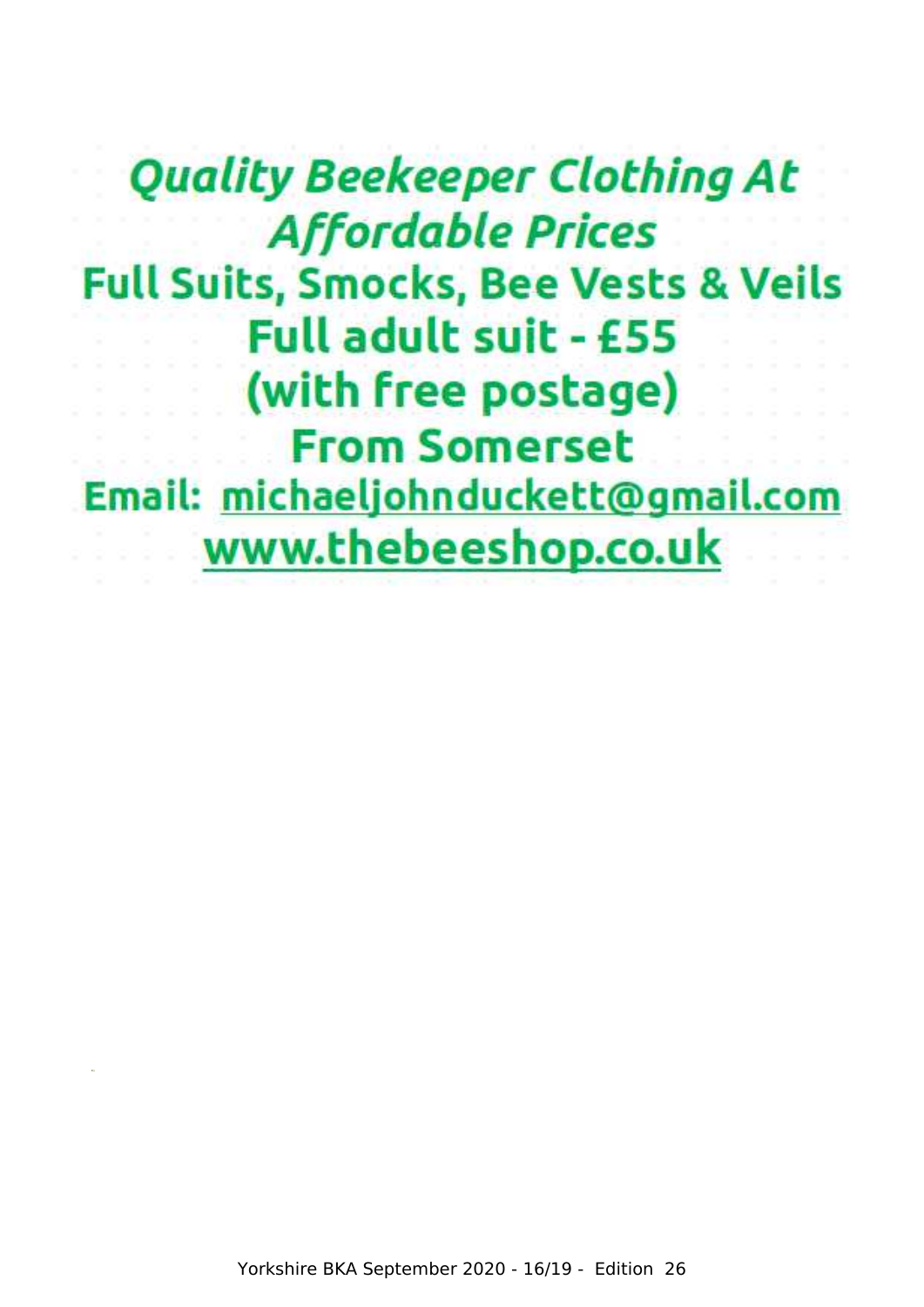***Quality Beekeeper Clothing At Affordable Prices***

**Full Suits, Smocks, Bee Vests & Veils**

**Full adult suit - £55**

**(with free postage)**

**From Somerset**

**Email: michaeljohnduckett@gmail.com**

**www.thebeeshop.co.uk**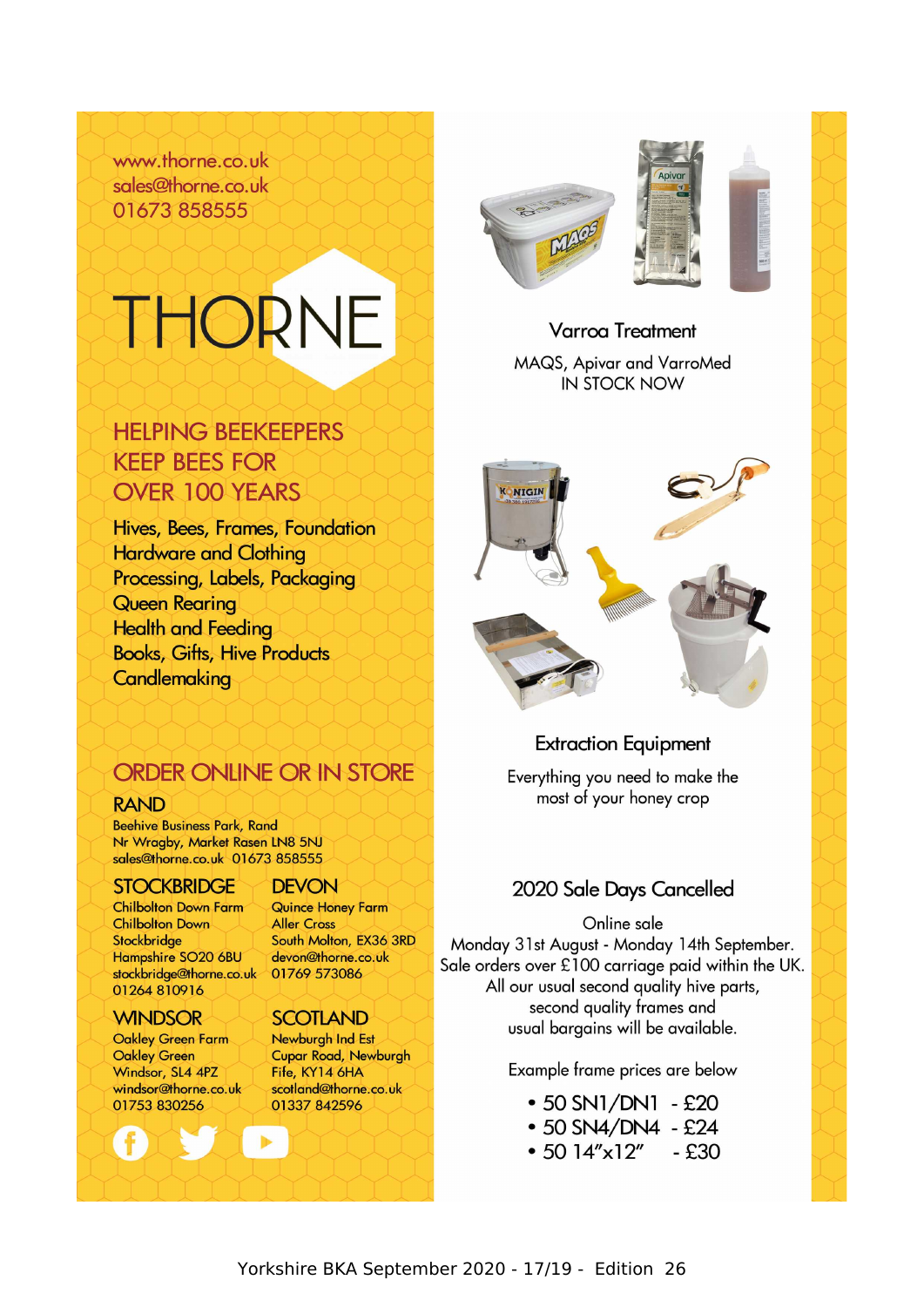www.thorne.co.uk
sales@thorne.co.uk
01673 858555

# THORNE

## HELPING BEEKEEPERS KEEP BEES FOR OVER 100 YEARS

Hives, Bees, Frames, Foundation
Hardware and Clothing
Processing, Labels, Packaging
Queen Rearing
Health and Feeding
Books, Gifts, Hive Products
Candlemaking

## ORDER ONLINE OR IN STORE

### RAND
Beehive Business Park, Rand
Nr Wragby, Market Rasen LN8 5NJ
sales@thorne.co.uk 01673 858555

### STOCKBRIDGE
Chilbolton Down Farm
Chilbolton Down
Stockbridge
Hampshire SO20 6BU
stockbridge@thorne.co.uk
01264 810916

### DEVON
Quince Honey Farm
Aller Cross
South Molton, EX36 3RD
devon@thorne.co.uk
01769 573086

### WINDSOR
Oakley Green Farm
Oakley Green
Windsor, SL4 4PZ
windsor@thorne.co.uk
01753 830256

### SCOTLAND
Newburgh Ind Est
Cupar Road, Newburgh
Fife, KY14 6HA
scotland@thorne.co.uk
01337 842596

### Varroa Treatment
MAQS, Apivar and VarroMed
IN STOCK NOW

### Extraction Equipment
Everything you need to make the most of your honey crop

### 2020 Sale Days Cancelled
Online sale
Monday 31st August - Monday 14th September.
Sale orders over £100 carriage paid within the UK.
All our usual second quality hive parts, second quality frames and usual bargains will be available.

Example frame prices are below

- 50 SN1/DN1 - £20
- 50 SN4/DN4 - £24
- 50 14"x12" - £30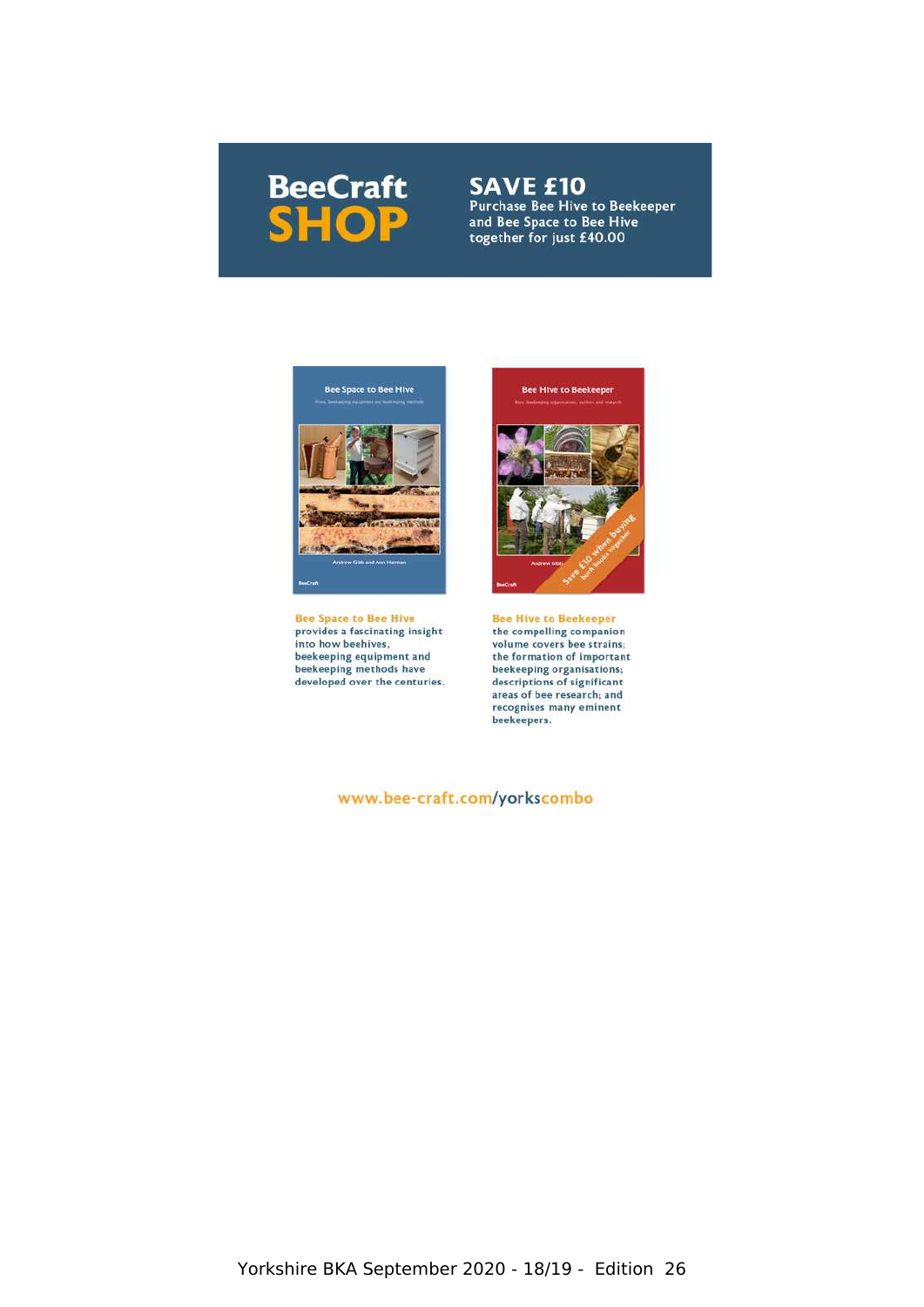# BeeCraft SHOP

## SAVE £10

Purchase Bee Hive to Beekeeper and Bee Space to Bee Hive together for just £40.00

**Bee Space to Bee Hive** provides a fascinating insight into how beehives, beekeeping equipment and beekeeping methods have developed over the centuries.

**Bee Hive to Beekeeper** the compelling companion volume covers bee strains; the formation of important beekeeping organisations; descriptions of significant areas of bee research; and recognises many eminent beekeepers.

www.bee-craft.com/yorkscombo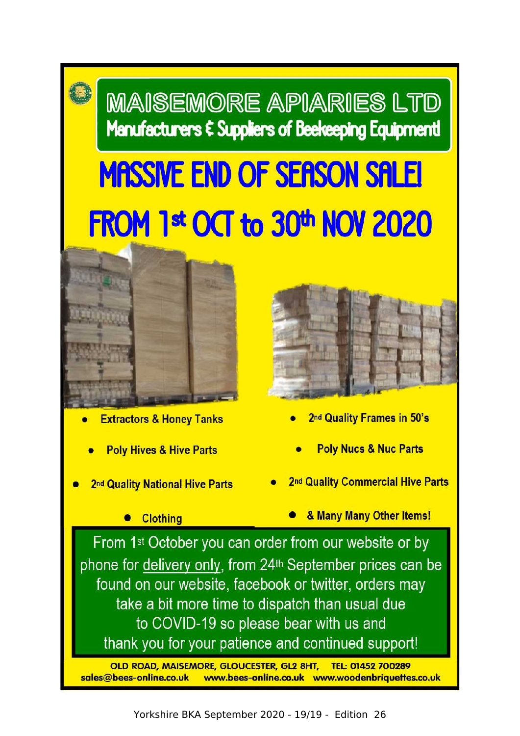# MAISEMORE APIARIES LTD

## Manufacturers & Suppliers of Beekeeping Equipment!

# MASSIVE END OF SEASON SALE!

# FROM 1st OCT to 30th NOV 2020

- Extractors & Honey Tanks
- Poly Hives & Hive Parts
- 2nd Quality National Hive Parts
- Clothing
- 2nd Quality Frames in 50's
- Poly Nucs & Nuc Parts
- 2nd Quality Commercial Hive Parts
- & Many Many Other Items!

From 1st October you can order from our website or by phone for delivery only, from 24th September prices can be found on our website, facebook or twitter, orders may take a bit more time to dispatch than usual due to COVID-19 so please bear with us and thank you for your patience and continued support!

**OLD ROAD, MAISEMORE, GLOUCESTER, GL2 8HT, TEL: 01452 700289**
**sales@bees-online.co.uk www.bees-online.co.uk www.woodenbriquettes.co.uk**